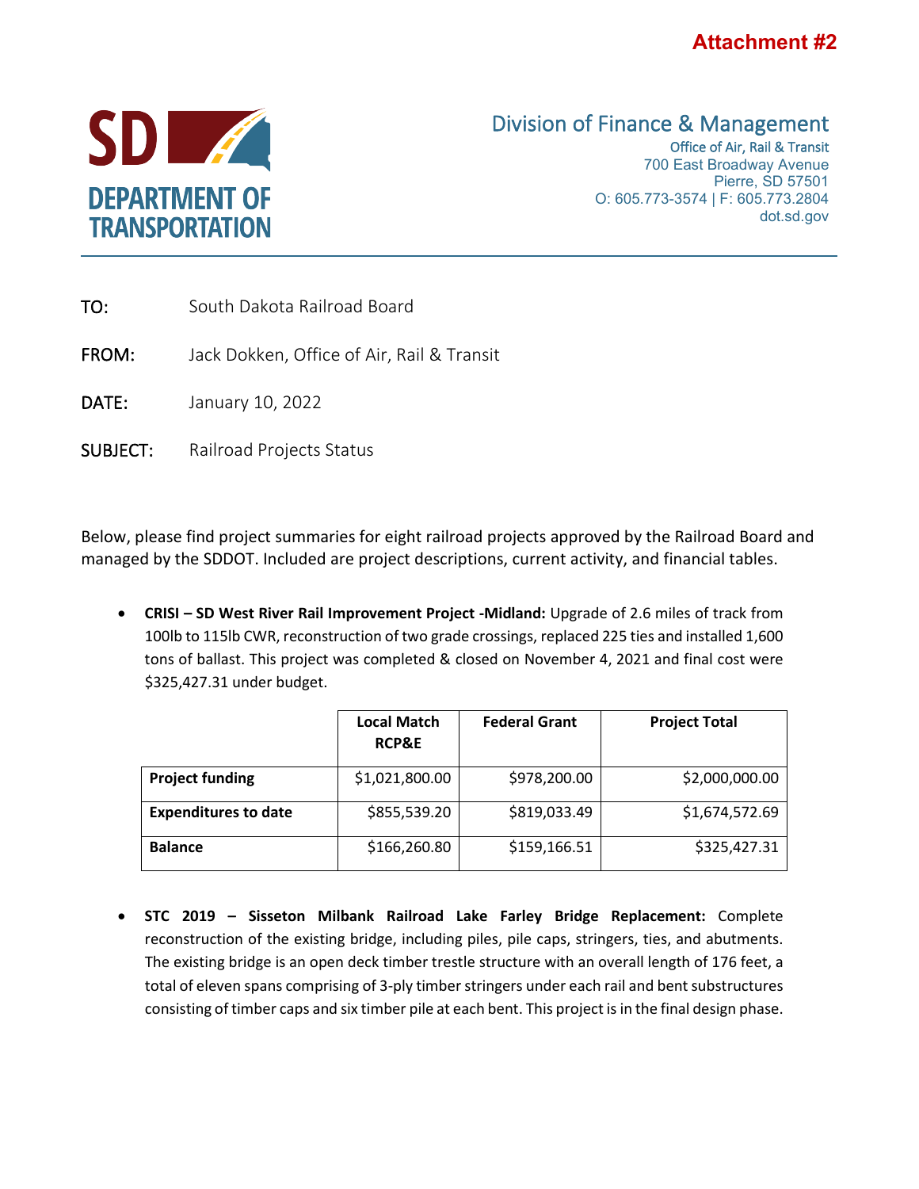**Attachment #2**

SD DEPARTMENT OF TRANSPORTATION

Division of Finance & Management
Office of Air, Rail & Transit
700 East Broadway Avenue
Pierre, SD 57501
O: 605.773-3574 | F: 605.773.2804
dot.sd.gov

TO: South Dakota Railroad Board

FROM: Jack Dokken, Office of Air, Rail & Transit

DATE: January 10, 2022

SUBJECT: Railroad Projects Status

Below, please find project summaries for eight railroad projects approved by the Railroad Board and managed by the SDDOT. Included are project descriptions, current activity, and financial tables.

- **CRISI – SD West River Rail Improvement Project -Midland:** Upgrade of 2.6 miles of track from 100lb to 115lb CWR, reconstruction of two grade crossings, replaced 225 ties and installed 1,600 tons of ballast. This project was completed & closed on November 4, 2021 and final cost were $325,427.31 under budget.

| | Local Match RCP&E | Federal Grant | Project Total |
|---|---|---|---|
| **Project funding** | $1,021,800.00 | $978,200.00 | $2,000,000.00 |
| **Expenditures to date** | $855,539.20 | $819,033.49 | $1,674,572.69 |
| **Balance** | $166,260.80 | $159,166.51 | $325,427.31 |

- **STC 2019 – Sisseton Milbank Railroad Lake Farley Bridge Replacement:** Complete reconstruction of the existing bridge, including piles, pile caps, stringers, ties, and abutments. The existing bridge is an open deck timber trestle structure with an overall length of 176 feet, a total of eleven spans comprising of 3-ply timber stringers under each rail and bent substructures consisting of timber caps and six timber pile at each bent. This project is in the final design phase.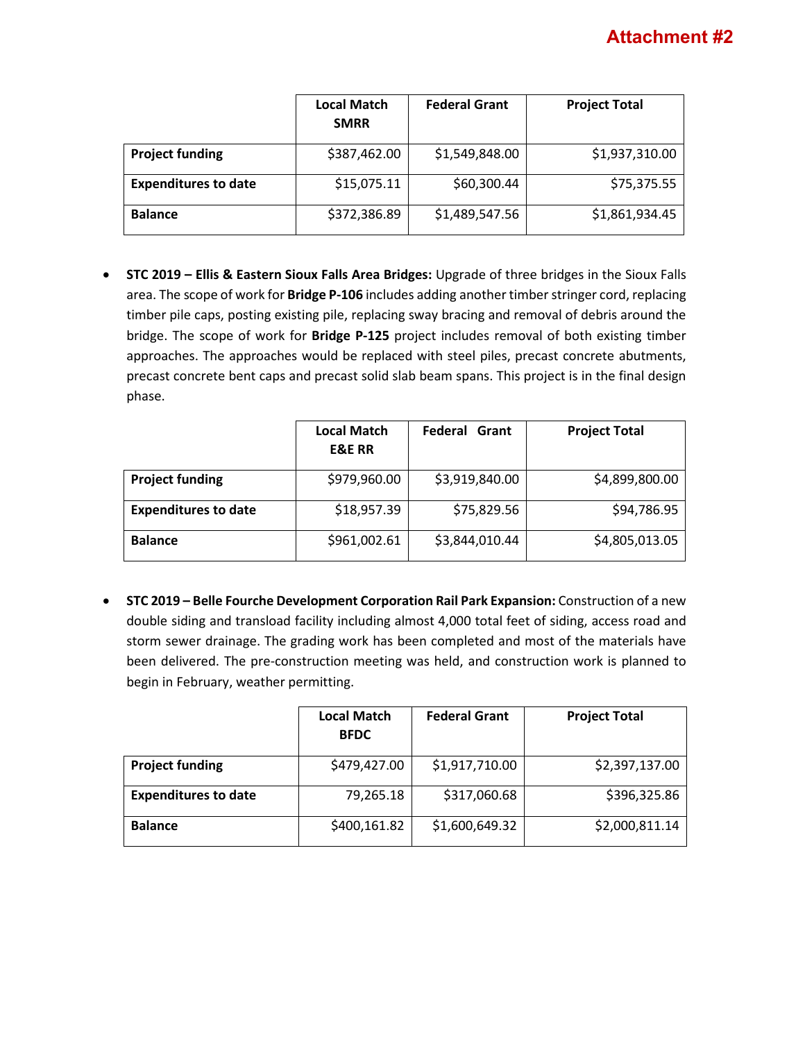**Attachment #2**

| | Local Match SMRR | Federal Grant | Project Total |
|---|---|---|---|
| **Project funding** | $387,462.00 | $1,549,848.00 | $1,937,310.00 |
| **Expenditures to date** | $15,075.11 | $60,300.44 | $75,375.55 |
| **Balance** | $372,386.89 | $1,489,547.56 | $1,861,934.45 |

- **STC 2019 – Ellis & Eastern Sioux Falls Area Bridges:** Upgrade of three bridges in the Sioux Falls area. The scope of work for **Bridge P-106** includes adding another timber stringer cord, replacing timber pile caps, posting existing pile, replacing sway bracing and removal of debris around the bridge. The scope of work for **Bridge P-125** project includes removal of both existing timber approaches. The approaches would be replaced with steel piles, precast concrete abutments, precast concrete bent caps and precast solid slab beam spans. This project is in the final design phase.

| | Local Match E&E RR | Federal Grant | Project Total |
|---|---|---|---|
| **Project funding** | $979,960.00 | $3,919,840.00 | $4,899,800.00 |
| **Expenditures to date** | $18,957.39 | $75,829.56 | $94,786.95 |
| **Balance** | $961,002.61 | $3,844,010.44 | $4,805,013.05 |

- **STC 2019 – Belle Fourche Development Corporation Rail Park Expansion:** Construction of a new double siding and transload facility including almost 4,000 total feet of siding, access road and storm sewer drainage. The grading work has been completed and most of the materials have been delivered. The pre-construction meeting was held, and construction work is planned to begin in February, weather permitting.

| | Local Match BFDC | Federal Grant | Project Total |
|---|---|---|---|
| **Project funding** | $479,427.00 | $1,917,710.00 | $2,397,137.00 |
| **Expenditures to date** | 79,265.18 | $317,060.68 | $396,325.86 |
| **Balance** | $400,161.82 | $1,600,649.32 | $2,000,811.14 |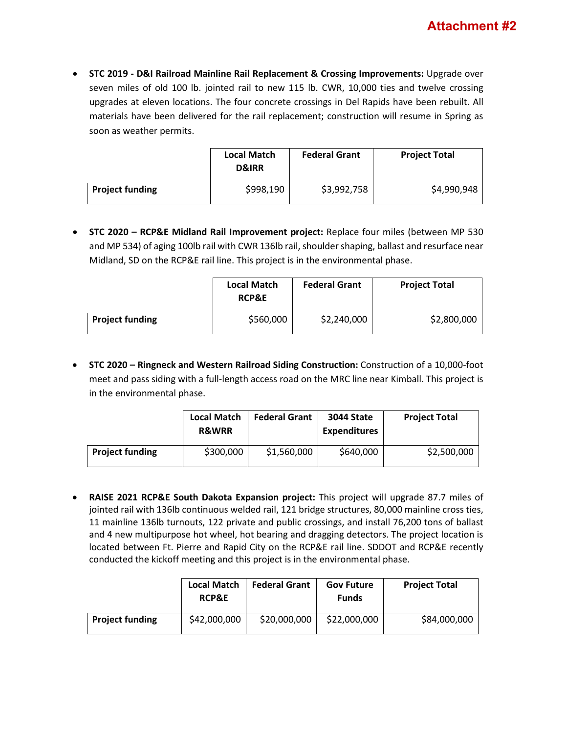**Attachment #2**

- **STC 2019 - D&I Railroad Mainline Rail Replacement & Crossing Improvements:** Upgrade over seven miles of old 100 lb. jointed rail to new 115 lb. CWR, 10,000 ties and twelve crossing upgrades at eleven locations. The four concrete crossings in Del Rapids have been rebuilt. All materials have been delivered for the rail replacement; construction will resume in Spring as soon as weather permits.

| | Local Match D&IRR | Federal Grant | Project Total |
|---|---|---|---|
| **Project funding** | $998,190 | $3,992,758 | $4,990,948 |

- **STC 2020 – RCP&E Midland Rail Improvement project:** Replace four miles (between MP 530 and MP 534) of aging 100lb rail with CWR 136lb rail, shoulder shaping, ballast and resurface near Midland, SD on the RCP&E rail line. This project is in the environmental phase.

| | Local Match RCP&E | Federal Grant | Project Total |
|---|---|---|---|
| **Project funding** | $560,000 | $2,240,000 | $2,800,000 |

- **STC 2020 – Ringneck and Western Railroad Siding Construction:** Construction of a 10,000-foot meet and pass siding with a full-length access road on the MRC line near Kimball. This project is in the environmental phase.

| | Local Match R&WRR | Federal Grant | 3044 State Expenditures | Project Total |
|---|---|---|---|---|
| **Project funding** | $300,000 | $1,560,000 | $640,000 | $2,500,000 |

- **RAISE 2021 RCP&E South Dakota Expansion project:** This project will upgrade 87.7 miles of jointed rail with 136lb continuous welded rail, 121 bridge structures, 80,000 mainline cross ties, 11 mainline 136lb turnouts, 122 private and public crossings, and install 76,200 tons of ballast and 4 new multipurpose hot wheel, hot bearing and dragging detectors. The project location is located between Ft. Pierre and Rapid City on the RCP&E rail line. SDDOT and RCP&E recently conducted the kickoff meeting and this project is in the environmental phase.

| | Local Match RCP&E | Federal Grant | Gov Future Funds | Project Total |
|---|---|---|---|---|
| **Project funding** | $42,000,000 | $20,000,000 | $22,000,000 | $84,000,000 |